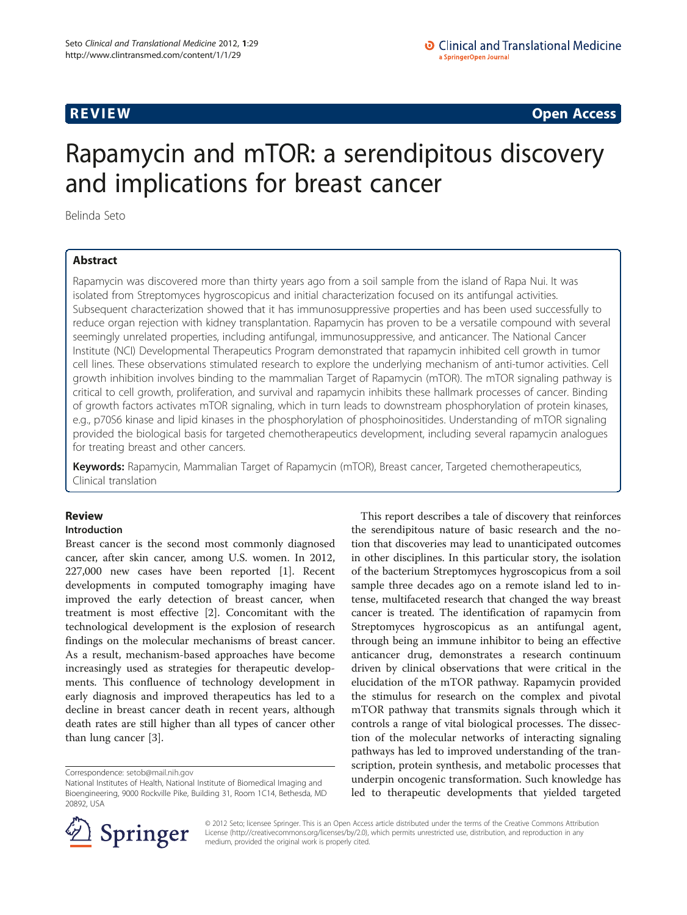REVIEW Open Access

# Rapamycin and mTOR: a serendipitous discovery and implications for breast cancer

Belinda Seto

## Abstract

Rapamycin was discovered more than thirty years ago from a soil sample from the island of Rapa Nui. It was isolated from Streptomyces hygroscopicus and initial characterization focused on its antifungal activities. Subsequent characterization showed that it has immunosuppressive properties and has been used successfully to reduce organ rejection with kidney transplantation. Rapamycin has proven to be a versatile compound with several seemingly unrelated properties, including antifungal, immunosuppressive, and anticancer. The National Cancer Institute (NCI) Developmental Therapeutics Program demonstrated that rapamycin inhibited cell growth in tumor cell lines. These observations stimulated research to explore the underlying mechanism of anti-tumor activities. Cell growth inhibition involves binding to the mammalian Target of Rapamycin (mTOR). The mTOR signaling pathway is critical to cell growth, proliferation, and survival and rapamycin inhibits these hallmark processes of cancer. Binding of growth factors activates mTOR signaling, which in turn leads to downstream phosphorylation of protein kinases, e.g., p70S6 kinase and lipid kinases in the phosphorylation of phosphoinositides. Understanding of mTOR signaling provided the biological basis for targeted chemotherapeutics development, including several rapamycin analogues for treating breast and other cancers.

**Keywords:** Rapamycin, Mammalian Target of Rapamycin (mTOR), Breast cancer, Targeted chemotherapeutics, Clinical translation

## Review

### Introduction

Breast cancer is the second most commonly diagnosed cancer, after skin cancer, among U.S. women. In 2012, 227,000 new cases have been reported [1]. Recent developments in computed tomography imaging have improved the early detection of breast cancer, when treatment is most effective [2]. Concomitant with the technological development is the explosion of research findings on the molecular mechanisms of breast cancer. As a result, mechanism-based approaches have become increasingly used as strategies for therapeutic developments. This confluence of technology development in early diagnosis and improved therapeutics has led to a decline in breast cancer death in recent years, although death rates are still higher than all types of cancer other than lung cancer [3].

This report describes a tale of discovery that reinforces the serendipitous nature of basic research and the notion that discoveries may lead to unanticipated outcomes in other disciplines. In this particular story, the isolation of the bacterium Streptomyces hygroscopicus from a soil sample three decades ago on a remote island led to intense, multifaceted research that changed the way breast cancer is treated. The identification of rapamycin from Streptomyces hygroscopicus as an antifungal agent, through being an immune inhibitor to being an effective anticancer drug, demonstrates a research continuum driven by clinical observations that were critical in the elucidation of the mTOR pathway. Rapamycin provided the stimulus for research on the complex and pivotal mTOR pathway that transmits signals through which it controls a range of vital biological processes. The dissection of the molecular networks of interacting signaling pathways has led to improved understanding of the transcription, protein synthesis, and metabolic processes that underpin oncogenic transformation. Such knowledge has led to therapeutic developments that yielded targeted

Correspondence: setob@mail.nih.gov
National Institutes of Health, National Institute of Biomedical Imaging and Bioengineering, 9000 Rockville Pike, Building 31, Room 1C14, Bethesda, MD 20892, USA

© 2012 Seto; licensee Springer. This is an Open Access article distributed under the terms of the Creative Commons Attribution License (http://creativecommons.org/licenses/by/2.0), which permits unrestricted use, distribution, and reproduction in any medium, provided the original work is properly cited.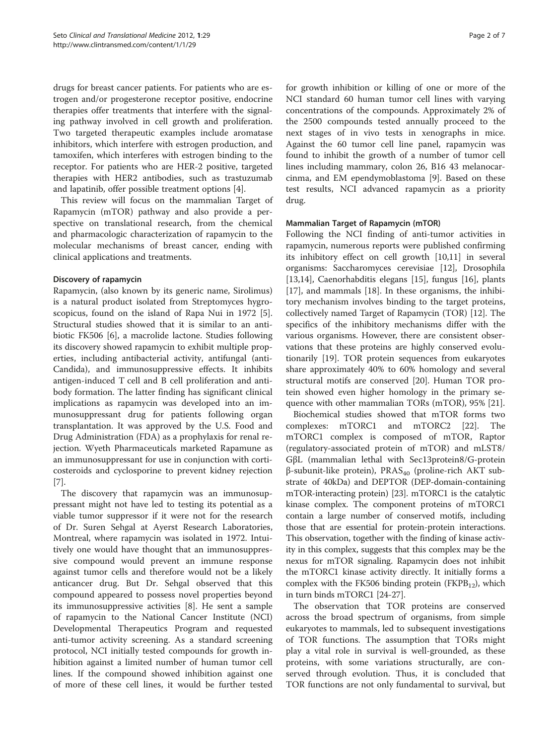drugs for breast cancer patients. For patients who are estrogen and/or progesterone receptor positive, endocrine therapies offer treatments that interfere with the signaling pathway involved in cell growth and proliferation. Two targeted therapeutic examples include aromatase inhibitors, which interfere with estrogen production, and tamoxifen, which interferes with estrogen binding to the receptor. For patients who are HER-2 positive, targeted therapies with HER2 antibodies, such as trastuzumab and lapatinib, offer possible treatment options [4].

This review will focus on the mammalian Target of Rapamycin (mTOR) pathway and also provide a perspective on translational research, from the chemical and pharmacologic characterization of rapamycin to the molecular mechanisms of breast cancer, ending with clinical applications and treatments.

### Discovery of rapamycin

Rapamycin, (also known by its generic name, Sirolimus) is a natural product isolated from Streptomyces hygroscopicus, found on the island of Rapa Nui in 1972 [5]. Structural studies showed that it is similar to an antibiotic FK506 [6], a macrolide lactone. Studies following its discovery showed rapamycin to exhibit multiple properties, including antibacterial activity, antifungal (anti-Candida), and immunosuppressive effects. It inhibits antigen-induced T cell and B cell proliferation and antibody formation. The latter finding has significant clinical implications as rapamycin was developed into an immunosuppressant drug for patients following organ transplantation. It was approved by the U.S. Food and Drug Administration (FDA) as a prophylaxis for renal rejection. Wyeth Pharmaceuticals marketed Rapamune as an immunosuppressant for use in conjunction with corticosteroids and cyclosporine to prevent kidney rejection [7].

The discovery that rapamycin was an immunosuppressant might not have led to testing its potential as a viable tumor suppressor if it were not for the research of Dr. Suren Sehgal at Ayerst Research Laboratories, Montreal, where rapamycin was isolated in 1972. Intuitively one would have thought that an immunosuppressive compound would prevent an immune response against tumor cells and therefore would not be a likely anticancer drug. But Dr. Sehgal observed that this compound appeared to possess novel properties beyond its immunosuppressive activities [8]. He sent a sample of rapamycin to the National Cancer Institute (NCI) Developmental Therapeutics Program and requested anti-tumor activity screening. As a standard screening protocol, NCI initially tested compounds for growth inhibition against a limited number of human tumor cell lines. If the compound showed inhibition against one of more of these cell lines, it would be further tested for growth inhibition or killing of one or more of the NCI standard 60 human tumor cell lines with varying concentrations of the compounds. Approximately 2% of the 2500 compounds tested annually proceed to the next stages of in vivo tests in xenographs in mice. Against the 60 tumor cell line panel, rapamycin was found to inhibit the growth of a number of tumor cell lines including mammary, colon 26, B16 43 melanocarcinma, and EM ependymoblastoma [9]. Based on these test results, NCI advanced rapamycin as a priority drug.

### Mammalian Target of Rapamycin (mTOR)

Following the NCI finding of anti-tumor activities in rapamycin, numerous reports were published confirming its inhibitory effect on cell growth [10,11] in several organisms: Saccharomyces cerevisiae [12], Drosophila [13,14], Caenorhabditis elegans [15], fungus [16], plants [17], and mammals [18]. In these organisms, the inhibitory mechanism involves binding to the target proteins, collectively named Target of Rapamycin (TOR) [12]. The specifics of the inhibitory mechanisms differ with the various organisms. However, there are consistent observations that these proteins are highly conserved evolutionarily [19]. TOR protein sequences from eukaryotes share approximately 40% to 60% homology and several structural motifs are conserved [20]. Human TOR protein showed even higher homology in the primary sequence with other mammalian TORs (mTOR), 95% [21].

Biochemical studies showed that mTOR forms two complexes: mTORC1 and mTORC2 [22]. The mTORC1 complex is composed of mTOR, Raptor (regulatory-associated protein of mTOR) and mLST8/GβL (mammalian lethal with Sec13protein8/G-protein β-subunit-like protein), $PRAS_{40}$ (proline-rich AKT substrate of 40kDa) and DEPTOR (DEP-domain-containing mTOR-interacting protein) [23]. mTORC1 is the catalytic kinase complex. The component proteins of mTORC1 contain a large number of conserved motifs, including those that are essential for protein-protein interactions. This observation, together with the finding of kinase activity in this complex, suggests that this complex may be the nexus for mTOR signaling. Rapamycin does not inhibit the mTORC1 kinase activity directly. It initially forms a complex with the FK506 binding protein ($FKPB_{12}$), which in turn binds mTORC1 [24-27].

The observation that TOR proteins are conserved across the broad spectrum of organisms, from simple eukaryotes to mammals, led to subsequent investigations of TOR functions. The assumption that TORs might play a vital role in survival is well-grounded, as these proteins, with some variations structurally, are conserved through evolution. Thus, it is concluded that TOR functions are not only fundamental to survival, but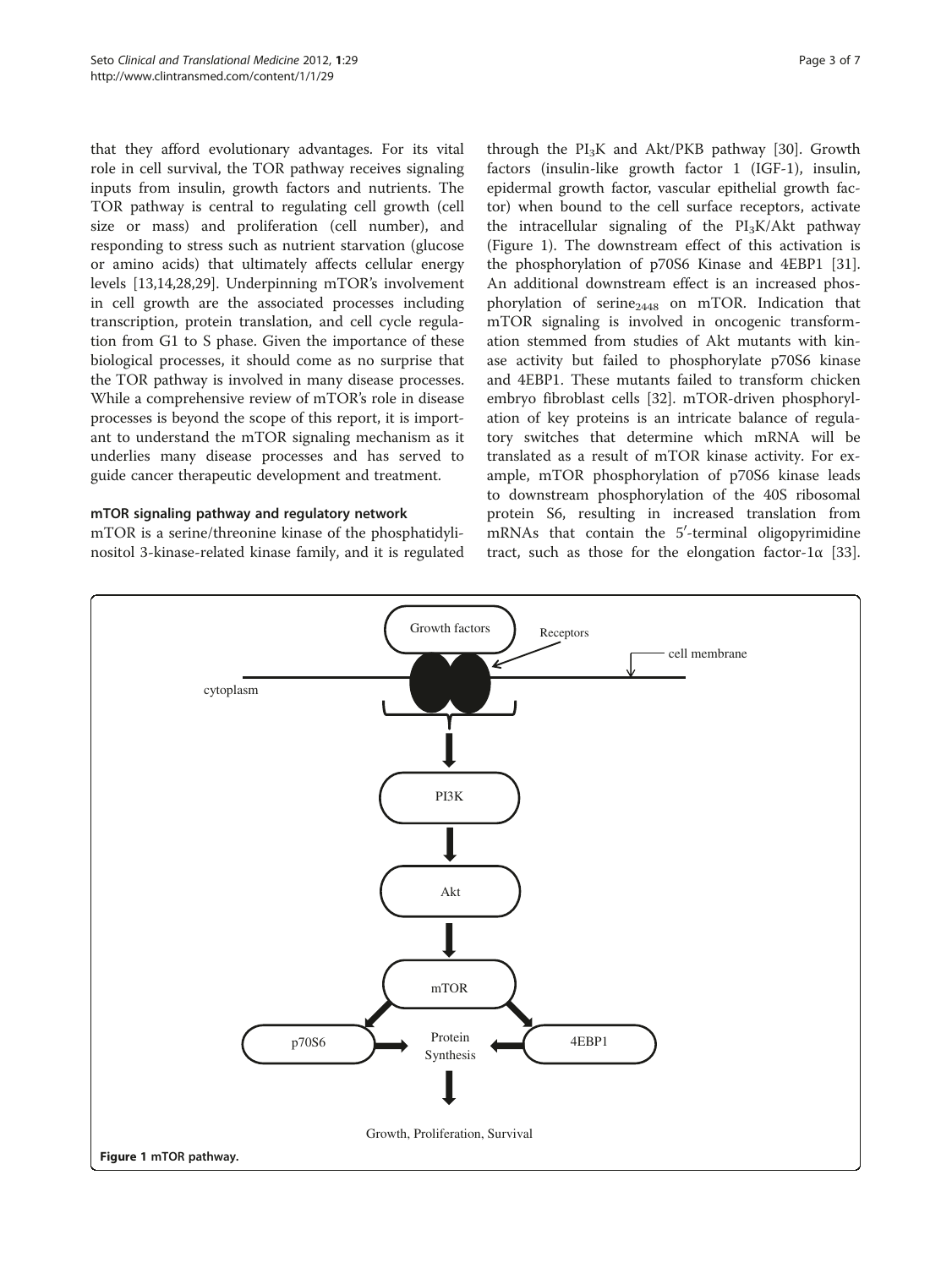that they afford evolutionary advantages. For its vital role in cell survival, the TOR pathway receives signaling inputs from insulin, growth factors and nutrients. The TOR pathway is central to regulating cell growth (cell size or mass) and proliferation (cell number), and responding to stress such as nutrient starvation (glucose or amino acids) that ultimately affects cellular energy levels [13,14,28,29]. Underpinning mTOR's involvement in cell growth are the associated processes including transcription, protein translation, and cell cycle regulation from G1 to S phase. Given the importance of these biological processes, it should come as no surprise that the TOR pathway is involved in many disease processes. While a comprehensive review of mTOR's role in disease processes is beyond the scope of this report, it is important to understand the mTOR signaling mechanism as it underlies many disease processes and has served to guide cancer therapeutic development and treatment.

### mTOR signaling pathway and regulatory network

mTOR is a serine/threonine kinase of the phosphatidylinositol 3-kinase-related kinase family, and it is regulated through the $PI_3K$ and Akt/PKB pathway [30]. Growth factors (insulin-like growth factor 1 (IGF-1), insulin, epidermal growth factor, vascular epithelial growth factor) when bound to the cell surface receptors, activate the intracellular signaling of the $PI_3K$/Akt pathway (Figure 1). The downstream effect of this activation is the phosphorylation of p70S6 Kinase and 4EBP1 [31]. An additional downstream effect is an increased phosphorylation of $serine_{2448}$ on mTOR. Indication that mTOR signaling is involved in oncogenic transformation stemmed from studies of Akt mutants with kinase activity but failed to phosphorylate p70S6 kinase and 4EBP1. These mutants failed to transform chicken embryo fibroblast cells [32]. mTOR-driven phosphorylation of key proteins is an intricate balance of regulatory switches that determine which mRNA will be translated as a result of mTOR kinase activity. For example, mTOR phosphorylation of p70S6 kinase leads to downstream phosphorylation of the 40S ribosomal protein S6, resulting in increased translation from mRNAs that contain the 5′-terminal oligopyrimidine tract, such as those for the elongation factor-1α [33].

Growth factors
Receptors
cell membrane
cytoplasm
PI3K
Akt
mTOR
p70S6
Protein Synthesis
4EBP1
Growth, Proliferation, Survival

**Figure 1** mTOR pathway.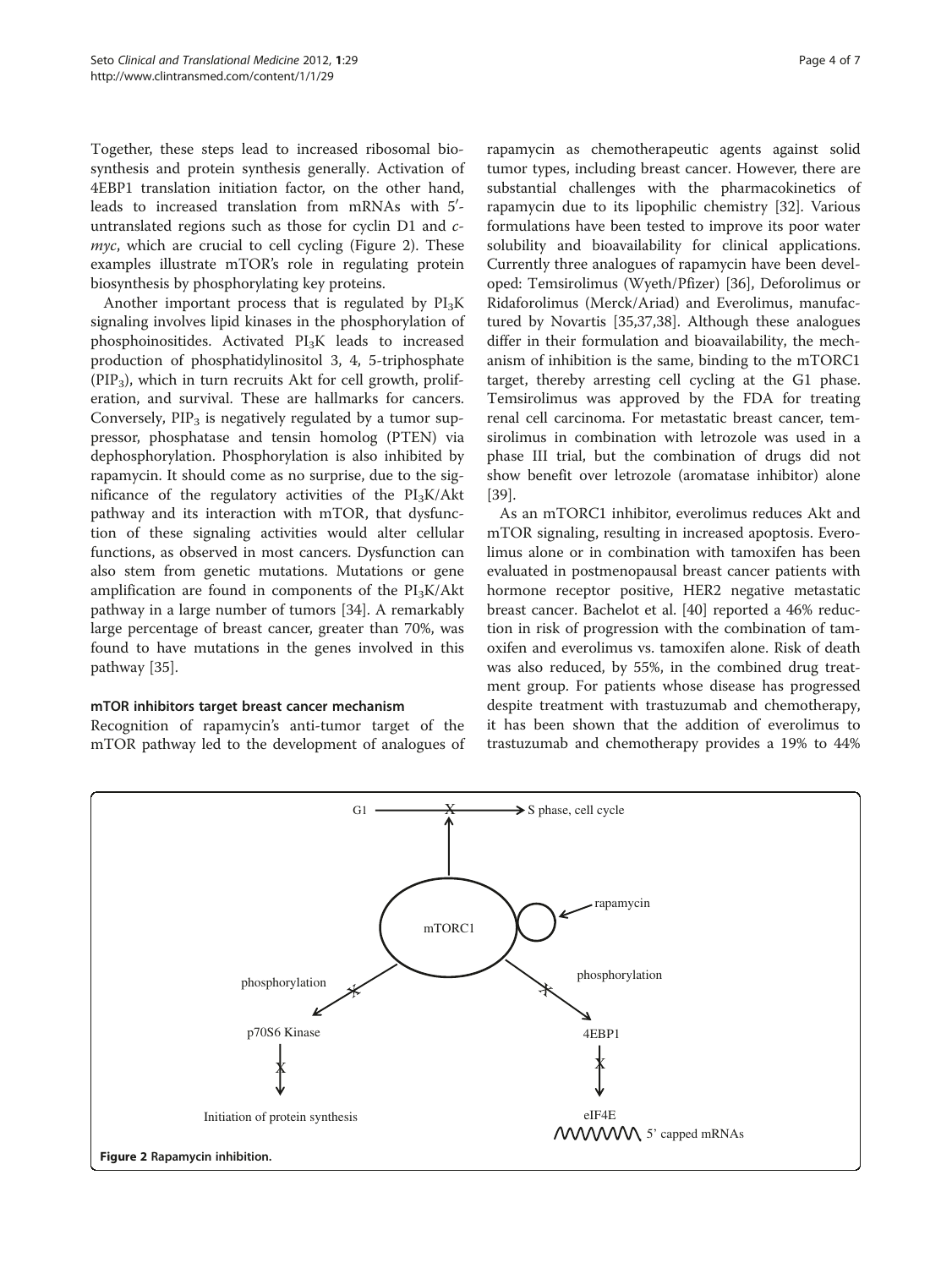Together, these steps lead to increased ribosomal biosynthesis and protein synthesis generally. Activation of 4EBP1 translation initiation factor, on the other hand, leads to increased translation from mRNAs with 5′-untranslated regions such as those for cyclin D1 and *c-myc*, which are crucial to cell cycling (Figure 2). These examples illustrate mTOR's role in regulating protein biosynthesis by phosphorylating key proteins.

Another important process that is regulated by $PI_3K$ signaling involves lipid kinases in the phosphorylation of phosphoinositides. Activated $PI_3K$ leads to increased production of phosphatidylinositol 3, 4, 5-triphosphate ($PIP_3$), which in turn recruits Akt for cell growth, proliferation, and survival. These are hallmarks for cancers. Conversely, $PIP_3$ is negatively regulated by a tumor suppressor, phosphatase and tensin homolog (PTEN) via dephosphorylation. Phosphorylation is also inhibited by rapamycin. It should come as no surprise, due to the significance of the regulatory activities of the $PI_3K$/Akt pathway and its interaction with mTOR, that dysfunction of these signaling activities would alter cellular functions, as observed in most cancers. Dysfunction can also stem from genetic mutations. Mutations or gene amplification are found in components of the $PI_3K$/Akt pathway in a large number of tumors [34]. A remarkably large percentage of breast cancer, greater than 70%, was found to have mutations in the genes involved in this pathway [35].

### mTOR inhibitors target breast cancer mechanism

Recognition of rapamycin's anti-tumor target of the mTOR pathway led to the development of analogues of rapamycin as chemotherapeutic agents against solid tumor types, including breast cancer. However, there are substantial challenges with the pharmacokinetics of rapamycin due to its lipophilic chemistry [32]. Various formulations have been tested to improve its poor water solubility and bioavailability for clinical applications. Currently three analogues of rapamycin have been developed: Temsirolimus (Wyeth/Pfizer) [36], Deforolimus or Ridaforolimus (Merck/Ariad) and Everolimus, manufactured by Novartis [35,37,38]. Although these analogues differ in their formulation and bioavailability, the mechanism of inhibition is the same, binding to the mTORC1 target, thereby arresting cell cycling at the G1 phase. Temsirolimus was approved by the FDA for treating renal cell carcinoma. For metastatic breast cancer, temsirolimus in combination with letrozole was used in a phase III trial, but the combination of drugs did not show benefit over letrozole (aromatase inhibitor) alone [39].

As an mTORC1 inhibitor, everolimus reduces Akt and mTOR signaling, resulting in increased apoptosis. Everolimus alone or in combination with tamoxifen has been evaluated in postmenopausal breast cancer patients with hormone receptor positive, HER2 negative metastatic breast cancer. Bachelot et al. [40] reported a 46% reduction in risk of progression with the combination of tamoxifen and everolimus vs. tamoxifen alone. Risk of death was also reduced, by 55%, in the combined drug treatment group. For patients whose disease has progressed despite treatment with trastuzumab and chemotherapy, it has been shown that the addition of everolimus to trastuzumab and chemotherapy provides a 19% to 44%

**Figure 2** Rapamycin inhibition.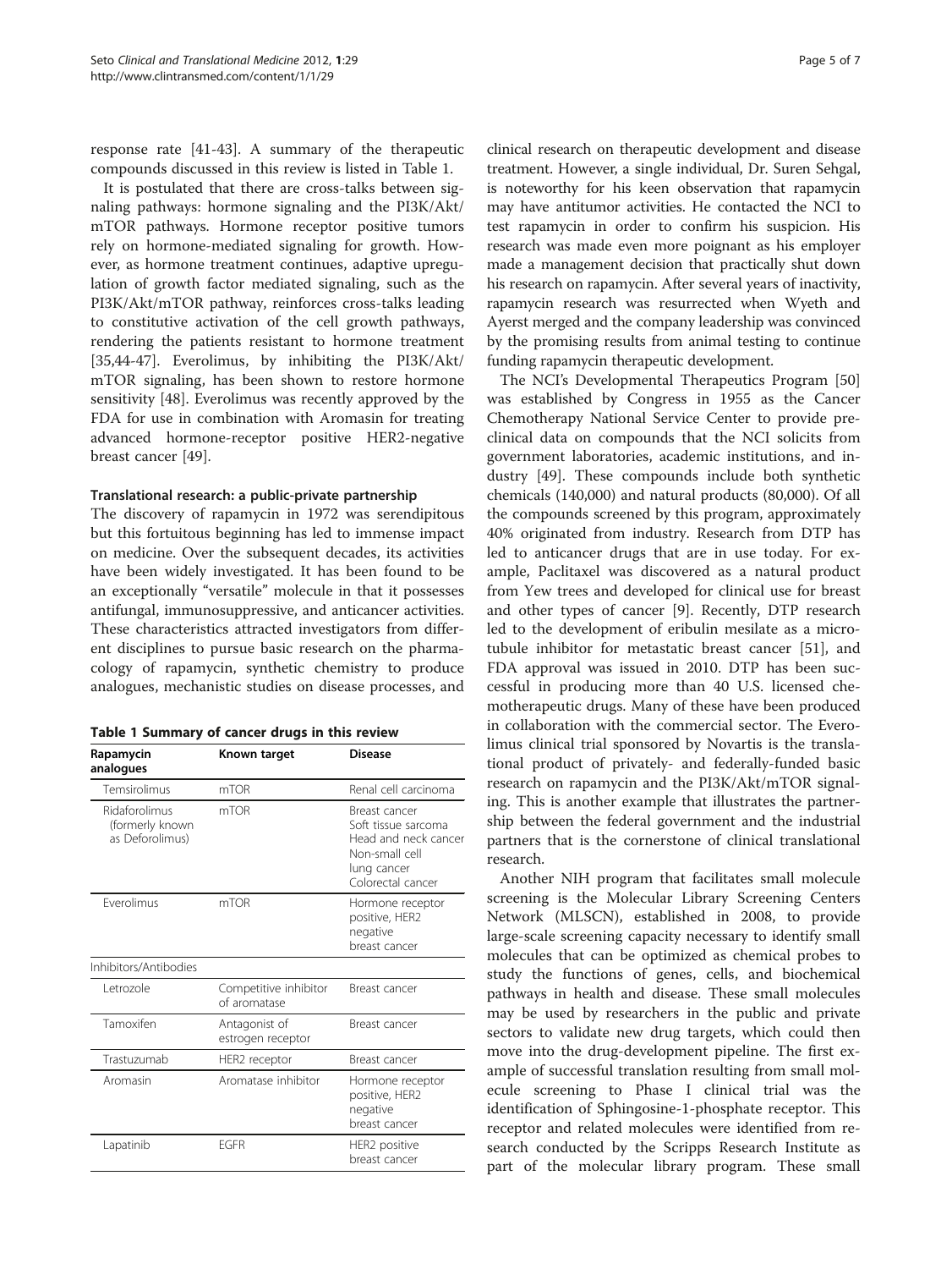response rate [41-43]. A summary of the therapeutic compounds discussed in this review is listed in Table 1.

It is postulated that there are cross-talks between signaling pathways: hormone signaling and the PI3K/Akt/mTOR pathways. Hormone receptor positive tumors rely on hormone-mediated signaling for growth. However, as hormone treatment continues, adaptive upregulation of growth factor mediated signaling, such as the PI3K/Akt/mTOR pathway, reinforces cross-talks leading to constitutive activation of the cell growth pathways, rendering the patients resistant to hormone treatment [35,44-47]. Everolimus, by inhibiting the PI3K/Akt/mTOR signaling, has been shown to restore hormone sensitivity [48]. Everolimus was recently approved by the FDA for use in combination with Aromasin for treating advanced hormone-receptor positive HER2-negative breast cancer [49].

### Translational research: a public-private partnership

The discovery of rapamycin in 1972 was serendipitous but this fortuitous beginning has led to immense impact on medicine. Over the subsequent decades, its activities have been widely investigated. It has been found to be an exceptionally "versatile" molecule in that it possesses antifungal, immunosuppressive, and anticancer activities. These characteristics attracted investigators from different disciplines to pursue basic research on the pharmacology of rapamycin, synthetic chemistry to produce analogues, mechanistic studies on disease processes, and clinical research on therapeutic development and disease treatment. However, a single individual, Dr. Suren Sehgal, is noteworthy for his keen observation that rapamycin may have antitumor activities. He contacted the NCI to test rapamycin in order to confirm his suspicion. His research was made even more poignant as his employer made a management decision that practically shut down his research on rapamycin. After several years of inactivity, rapamycin research was resurrected when Wyeth and Ayerst merged and the company leadership was convinced by the promising results from animal testing to continue funding rapamycin therapeutic development.

**Table 1 Summary of cancer drugs in this review**

| Rapamycin analogues | Known target | Disease |
|---|---|---|
| Temsirolimus | mTOR | Renal cell carcinoma |
| Ridaforolimus (formerly known as Deforolimus) | mTOR | Breast cancer<br>Soft tissue sarcoma<br>Head and neck cancer<br>Non-small cell lung cancer<br>Colorectal cancer |
| Everolimus | mTOR | Hormone receptor positive, HER2 negative breast cancer |
| Inhibitors/Antibodies | | |
| Letrozole | Competitive inhibitor of aromatase | Breast cancer |
| Tamoxifen | Antagonist of estrogen receptor | Breast cancer |
| Trastuzumab | HER2 receptor | Breast cancer |
| Aromasin | Aromatase inhibitor | Hormone receptor positive, HER2 negative breast cancer |
| Lapatinib | EGFR | HER2 positive breast cancer |

The NCI's Developmental Therapeutics Program [50] was established by Congress in 1955 as the Cancer Chemotherapy National Service Center to provide preclinical data on compounds that the NCI solicits from government laboratories, academic institutions, and industry [49]. These compounds include both synthetic chemicals (140,000) and natural products (80,000). Of all the compounds screened by this program, approximately 40% originated from industry. Research from DTP has led to anticancer drugs that are in use today. For example, Paclitaxel was discovered as a natural product from Yew trees and developed for clinical use for breast and other types of cancer [9]. Recently, DTP research led to the development of eribulin mesilate as a microtubule inhibitor for metastatic breast cancer [51], and FDA approval was issued in 2010. DTP has been successful in producing more than 40 U.S. licensed chemotherapeutic drugs. Many of these have been produced in collaboration with the commercial sector. The Everolimus clinical trial sponsored by Novartis is the translational product of privately- and federally-funded basic research on rapamycin and the PI3K/Akt/mTOR signaling. This is another example that illustrates the partnership between the federal government and the industrial partners that is the cornerstone of clinical translational research.

Another NIH program that facilitates small molecule screening is the Molecular Library Screening Centers Network (MLSCN), established in 2008, to provide large-scale screening capacity necessary to identify small molecules that can be optimized as chemical probes to study the functions of genes, cells, and biochemical pathways in health and disease. These small molecules may be used by researchers in the public and private sectors to validate new drug targets, which could then move into the drug-development pipeline. The first example of successful translation resulting from small molecule screening to Phase I clinical trial was the identification of Sphingosine-1-phosphate receptor. This receptor and related molecules were identified from research conducted by the Scripps Research Institute as part of the molecular library program. These small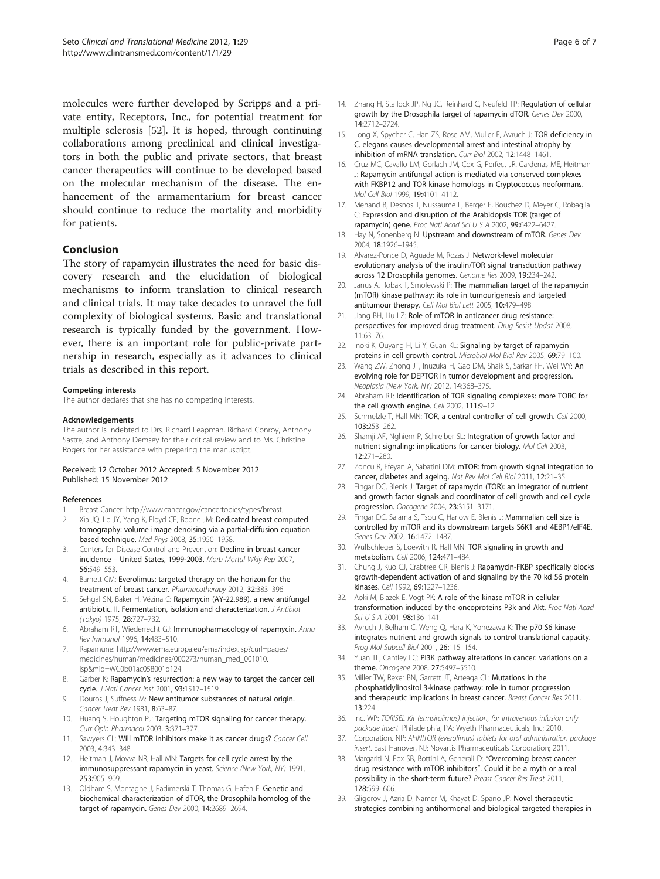molecules were further developed by Scripps and a private entity, Receptors, Inc., for potential treatment for multiple sclerosis [52]. It is hoped, through continuing collaborations among preclinical and clinical investigators in both the public and private sectors, that breast cancer therapeutics will continue to be developed based on the molecular mechanism of the disease. The enhancement of the armamentarium for breast cancer should continue to reduce the mortality and morbidity for patients.

## Conclusion

The story of rapamycin illustrates the need for basic discovery research and the elucidation of biological mechanisms to inform translation to clinical research and clinical trials. It may take decades to unravel the full complexity of biological systems. Basic and translational research is typically funded by the government. However, there is an important role for public-private partnership in research, especially as it advances to clinical trials as described in this report.

#### Competing interests

The author declares that she has no competing interests.

#### Acknowledgements

The author is indebted to Drs. Richard Leapman, Richard Conroy, Anthony Sastre, and Anthony Demsey for their critical review and to Ms. Christine Rogers for her assistance with preparing the manuscript.

Received: 12 October 2012 Accepted: 5 November 2012
Published: 15 November 2012

#### References

1. Breast Cancer: http://www.cancer.gov/cancertopics/types/breast.
2. Xia JQ, Lo JY, Yang K, Floyd CE, Boone JM: **Dedicated breast computed tomography: volume image denoising via a partial-diffusion equation based technique.** *Med Phys* 2008, **35:**1950–1958.
3. Centers for Disease Control and Prevention: **Decline in breast cancer incidence – United States, 1999-2003.** *Morb Mortal Wkly Rep* 2007, **56:**549–553.
4. Barnett CM: **Everolimus: targeted therapy on the horizon for the treatment of breast cancer.** *Pharmacotherapy* 2012, **32:**383–396.
5. Sehgal SN, Baker H, Vézina C: **Rapamycin (AY-22,989), a new antifungal antibiotic. II. Fermentation, isolation and characterization.** *J Antibiot (Tokyo)* 1975, **28:**727–732.
6. Abraham RT, Wiederrecht GJ: **Immunopharmacology of rapamycin.** *Annu Rev Immunol* 1996, **14:**483–510.
7. Rapamune: http://www.ema.europa.eu/ema/index.jsp?curl=pages/medicines/human/medicines/000273/human_med_001010.jsp&mid=WC0b01ac058001d124.
8. Garber K: **Rapamycin's resurrection: a new way to target the cancer cell cycle.** *J Natl Cancer Inst* 2001, **93:**1517–1519.
9. Douros J, Suffness M: **New antitumor substances of natural origin.** *Cancer Treat Rev* 1981, **8:**63–87.
10. Huang S, Houghton PJ: **Targeting mTOR signaling for cancer therapy.** *Curr Opin Pharmacol* 2003, **3:**371–377.
11. Sawyers CL: **Will mTOR inhibitors make it as cancer drugs?** *Cancer Cell* 2003, **4:**343–348.
12. Heitman J, Movva NR, Hall MN: **Targets for cell cycle arrest by the immunosuppressant rapamycin in yeast.** *Science (New York, NY)* 1991, **253:**905–909.
13. Oldham S, Montagne J, Radimerski T, Thomas G, Hafen E: **Genetic and biochemical characterization of dTOR, the Drosophila homolog of the target of rapamycin.** *Genes Dev* 2000, **14:**2689–2694.
14. Zhang H, Stallock JP, Ng JC, Reinhard C, Neufeld TP: **Regulation of cellular growth by the Drosophila target of rapamycin dTOR.** *Genes Dev* 2000, **14:**2712–2724.
15. Long X, Spycher C, Han ZS, Rose AM, Muller F, Avruch J: **TOR deficiency in C. elegans causes developmental arrest and intestinal atrophy by inhibition of mRNA translation.** *Curr Biol* 2002, **12:**1448–1461.
16. Cruz MC, Cavallo LM, Gorlach JM, Cox G, Perfect JR, Cardenas ME, Heitman J: **Rapamycin antifungal action is mediated via conserved complexes with FKBP12 and TOR kinase homologs in Cryptococcus neoformans.** *Mol Cell Biol* 1999, **19:**4101–4112.
17. Menand B, Desnos T, Nussaume L, Berger F, Bouchez D, Meyer C, Robaglia C: **Expression and disruption of the Arabidopsis TOR (target of rapamycin) gene.** *Proc Natl Acad Sci U S A* 2002, **99:**6422–6427.
18. Hay N, Sonenberg N: **Upstream and downstream of mTOR.** *Genes Dev* 2004, **18:**1926–1945.
19. Alvarez-Ponce D, Aguade M, Rozas J: **Network-level molecular evolutionary analysis of the insulin/TOR signal transduction pathway across 12 Drosophila genomes.** *Genome Res* 2009, **19:**234–242.
20. Janus A, Robak T, Smolewski P: **The mammalian target of the rapamycin (mTOR) kinase pathway: its role in tumourigenesis and targeted antitumour therapy.** *Cell Mol Biol Lett* 2005, **10:**479–498.
21. Jiang BH, Liu LZ: **Role of mTOR in anticancer drug resistance: perspectives for improved drug treatment.** *Drug Resist Updat* 2008, **11:**63–76.
22. Inoki K, Ouyang H, Li Y, Guan KL: **Signaling by target of rapamycin proteins in cell growth control.** *Microbiol Mol Biol Rev* 2005, **69:**79–100.
23. Wang ZW, Zhong JT, Inuzuka H, Gao DM, Shaik S, Sarkar FH, Wei WY: **An evolving role for DEPTOR in tumor development and progression.** *Neoplasia (New York, NY)* 2012, **14:**368–375.
24. Abraham RT: **Identification of TOR signaling complexes: more TORC for the cell growth engine.** *Cell* 2002, **111:**9–12.
25. Schmelzle T, Hall MN: **TOR, a central controller of cell growth.** *Cell* 2000, **103:**253–262.
26. Shamji AF, Nghiem P, Schreiber SL: **Integration of growth factor and nutrient signaling: implications for cancer biology.** *Mol Cell* 2003, **12:**271–280.
27. Zoncu R, Efeyan A, Sabatini DM: **mTOR: from growth signal integration to cancer, diabetes and ageing.** *Nat Rev Mol Cell Biol* 2011, **12:**21–35.
28. Fingar DC, Blenis J: **Target of rapamycin (TOR): an integrator of nutrient and growth factor signals and coordinator of cell growth and cell cycle progression.** *Oncogene* 2004, **23:**3151–3171.
29. Fingar DC, Salama S, Tsou C, Harlow E, Blenis J: **Mammalian cell size is controlled by mTOR and its downstream targets S6K1 and 4EBP1/eIF4E.** *Genes Dev* 2002, **16:**1472–1487.
30. Wullschleger S, Loewith R, Hall MN: **TOR signaling in growth and metabolism.** *Cell* 2006, **124:**471–484.
31. Chung J, Kuo CJ, Crabtree GR, Blenis J: **Rapamycin-FKBP specifically blocks growth-dependent activation of and signaling by the 70 kd S6 protein kinases.** *Cell* 1992, **69:**1227–1236.
32. Aoki M, Blazek E, Vogt PK: **A role of the kinase mTOR in cellular transformation induced by the oncoproteins P3k and Akt.** *Proc Natl Acad Sci U S A* 2001, **98:**136–141.
33. Avruch J, Belham C, Weng Q, Hara K, Yonezawa K: **The p70 S6 kinase integrates nutrient and growth signals to control translational capacity.** *Prog Mol Subcell Biol* 2001, **26:**115–154.
34. Yuan TL, Cantley LC: **PI3K pathway alterations in cancer: variations on a theme.** *Oncogene* 2008, **27:**5497–5510.
35. Miller TW, Rexer BN, Garrett JT, Arteaga CL: **Mutations in the phosphatidylinositol 3-kinase pathway: role in tumor progression and therapeutic implications in breast cancer.** *Breast Cancer Res* 2011, **13:**224.
36. Inc. WP: *TORISEL Kit (etmsirolimus) injection, for intravenous infusion only package insert*. Philadelphia, PA: Wyeth Pharmaceuticals, Inc; 2010.
37. Corporation. NP: *AFINITOR (everolimus) tablets for oral administration package insert*. East Hanover, NJ: Novartis Pharmaceuticals Corporation; 2011.
38. Margariti N, Fox SB, Bottini A, Generali D: **"Overcoming breast cancer drug resistance with mTOR inhibitors". Could it be a myth or a real possibility in the short-term future?** *Breast Cancer Res Treat* 2011, **128:**599–606.
39. Gligorov J, Azria D, Namer M, Khayat D, Spano JP: **Novel therapeutic strategies combining antihormonal and biological targeted therapies in**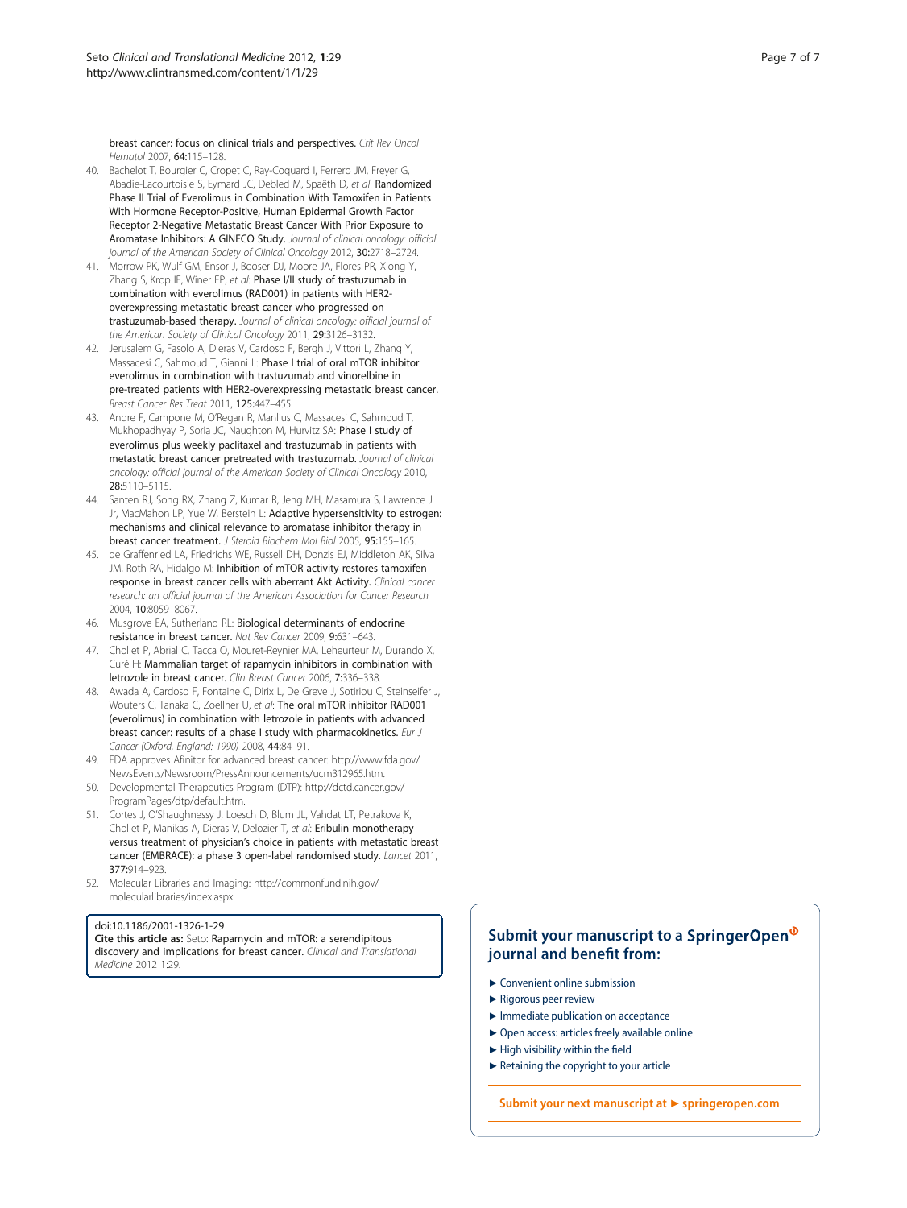breast cancer: focus on clinical trials and perspectives. *Crit Rev Oncol Hematol* 2007, **64**:115–128.

40. Bachelot T, Bourgier C, Cropet C, Ray-Coquard I, Ferrero JM, Freyer G, Abadie-Lacourtoisie S, Eymard JC, Debled M, Spaëth D, *et al*: **Randomized Phase II Trial of Everolimus in Combination With Tamoxifen in Patients With Hormone Receptor-Positive, Human Epidermal Growth Factor Receptor 2-Negative Metastatic Breast Cancer With Prior Exposure to Aromatase Inhibitors: A GINECO Study.** *Journal of clinical oncology: official journal of the American Society of Clinical Oncology* 2012, **30**:2718–2724.
41. Morrow PK, Wulf GM, Ensor J, Booser DJ, Moore JA, Flores PR, Xiong Y, Zhang S, Krop IE, Winer EP, *et al*: **Phase I/II study of trastuzumab in combination with everolimus (RAD001) in patients with HER2-overexpressing metastatic breast cancer who progressed on trastuzumab-based therapy.** *Journal of clinical oncology: official journal of the American Society of Clinical Oncology* 2011, **29**:3126–3132.
42. Jerusalem G, Fasolo A, Dieras V, Cardoso F, Bergh J, Vittori L, Zhang Y, Massacesi C, Sahmoud T, Gianni L: **Phase I trial of oral mTOR inhibitor everolimus in combination with trastuzumab and vinorelbine in pre-treated patients with HER2-overexpressing metastatic breast cancer.** *Breast Cancer Res Treat* 2011, **125**:447–455.
43. Andre F, Campone M, O'Regan R, Manlius C, Massacesi C, Sahmoud T, Mukhopadhyay P, Soria JC, Naughton M, Hurvitz SA: **Phase I study of everolimus plus weekly paclitaxel and trastuzumab in patients with metastatic breast cancer pretreated with trastuzumab.** *Journal of clinical oncology: official journal of the American Society of Clinical Oncology* 2010, **28**:5110–5115.
44. Santen RJ, Song RX, Zhang Z, Kumar R, Jeng MH, Masamura S, Lawrence J Jr, MacMahon LP, Yue W, Berstein L: **Adaptive hypersensitivity to estrogen: mechanisms and clinical relevance to aromatase inhibitor therapy in breast cancer treatment.** *J Steroid Biochem Mol Biol* 2005, **95**:155–165.
45. de Graffenried LA, Friedrichs WE, Russell DH, Donzis EJ, Middleton AK, Silva JM, Roth RA, Hidalgo M: **Inhibition of mTOR activity restores tamoxifen response in breast cancer cells with aberrant Akt Activity.** *Clinical cancer research: an official journal of the American Association for Cancer Research* 2004, **10**:8059–8067.
46. Musgrove EA, Sutherland RL: **Biological determinants of endocrine resistance in breast cancer.** *Nat Rev Cancer* 2009, **9**:631–643.
47. Chollet P, Abrial C, Tacca O, Mouret-Reynier MA, Leheurteur M, Durando X, Curé H: **Mammalian target of rapamycin inhibitors in combination with letrozole in breast cancer.** *Clin Breast Cancer* 2006, **7**:336–338.
48. Awada A, Cardoso F, Fontaine C, Dirix L, De Greve J, Sotiriou C, Steinseifer J, Wouters C, Tanaka C, Zoellner U, *et al*: **The oral mTOR inhibitor RAD001 (everolimus) in combination with letrozole in patients with advanced breast cancer: results of a phase I study with pharmacokinetics.** *Eur J Cancer (Oxford, England: 1990)* 2008, **44**:84–91.
49. FDA approves Afinitor for advanced breast cancer: http://www.fda.gov/NewsEvents/Newsroom/PressAnnouncements/ucm312965.htm.
50. Developmental Therapeutics Program (DTP): http://dctd.cancer.gov/ProgramPages/dtp/default.htm.
51. Cortes J, O'Shaughnessy J, Loesch D, Blum JL, Vahdat LT, Petrakova K, Chollet P, Manikas A, Dieras V, Delozier T, *et al*: **Eribulin monotherapy versus treatment of physician's choice in patients with metastatic breast cancer (EMBRACE): a phase 3 open-label randomised study.** *Lancet* 2011, **377**:914–923.
52. Molecular Libraries and Imaging: http://commonfund.nih.gov/molecularlibraries/index.aspx.

doi:10.1186/2001-1326-1-29
**Cite this article as:** Seto: Rapamycin and mTOR: a serendipitous discovery and implications for breast cancer. *Clinical and Translational Medicine* 2012 **1**:29.

**Submit your manuscript to a SpringerOpen journal and benefit from:**

- ► Convenient online submission
- ► Rigorous peer review
- ► Immediate publication on acceptance
- ► Open access: articles freely available online
- ► High visibility within the field
- ► Retaining the copyright to your article

**Submit your next manuscript at ► springeropen.com**